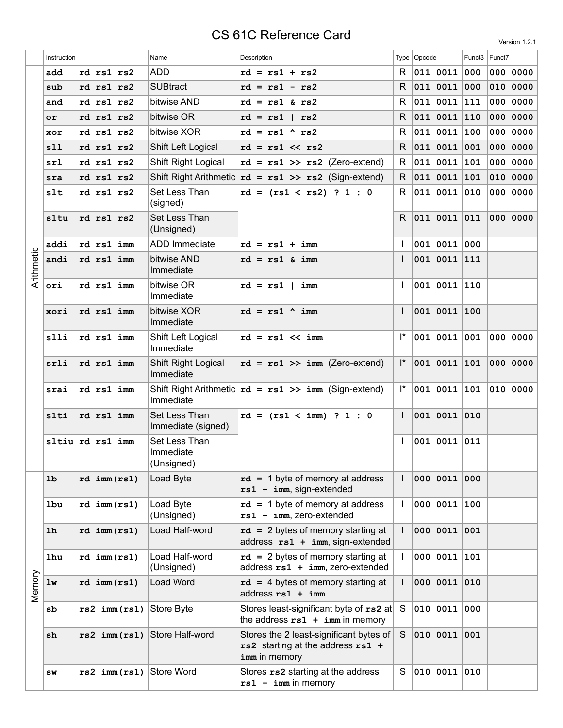# CS 61C Reference Card

Version 1.2.1

| | Instruction | Name | Description | Type | Opcode | Funct3 | Funct7 |
|---|---|---|---|---|---|---|---|
| Arithmetic | **add rd rs1 rs2** | ADD | **rd = rs1 + rs2** | R | 011 0011 | 000 | 000 0000 |
| | **sub rd rs1 rs2** | SUBtract | **rd = rs1 - rs2** | R | 011 0011 | 000 | 010 0000 |
| | **and rd rs1 rs2** | bitwise AND | **rd = rs1 & rs2** | R | 011 0011 | 111 | 000 0000 |
| | **or rd rs1 rs2** | bitwise OR | **rd = rs1 \| rs2** | R | 011 0011 | 110 | 000 0000 |
| | **xor rd rs1 rs2** | bitwise XOR | **rd = rs1 ^ rs2** | R | 011 0011 | 100 | 000 0000 |
| | **sll rd rs1 rs2** | Shift Left Logical | **rd = rs1 << rs2** | R | 011 0011 | 001 | 000 0000 |
| | **srl rd rs1 rs2** | Shift Right Logical | **rd = rs1 >> rs2** (Zero-extend) | R | 011 0011 | 101 | 000 0000 |
| | **sra rd rs1 rs2** | Shift Right Arithmetic | **rd = rs1 >> rs2** (Sign-extend) | R | 011 0011 | 101 | 010 0000 |
| | **slt rd rs1 rs2** | Set Less Than (signed) | **rd = (rs1 < rs2) ? 1 : 0** | R | 011 0011 | 010 | 000 0000 |
| | **sltu rd rs1 rs2** | Set Less Than (Unsigned) | | R | 011 0011 | 011 | 000 0000 |
| | **addi rd rs1 imm** | ADD Immediate | **rd = rs1 + imm** | I | 001 0011 | 000 | |
| | **andi rd rs1 imm** | bitwise AND Immediate | **rd = rs1 & imm** | I | 001 0011 | 111 | |
| | **ori rd rs1 imm** | bitwise OR Immediate | **rd = rs1 \| imm** | I | 001 0011 | 110 | |
| | **xori rd rs1 imm** | bitwise XOR Immediate | **rd = rs1 ^ imm** | I | 001 0011 | 100 | |
| | **slli rd rs1 imm** | Shift Left Logical Immediate | **rd = rs1 << imm** | I* | 001 0011 | 001 | 000 0000 |
| | **srli rd rs1 imm** | Shift Right Logical Immediate | **rd = rs1 >> imm** (Zero-extend) | I* | 001 0011 | 101 | 000 0000 |
| | **srai rd rs1 imm** | Shift Right Arithmetic Immediate | **rd = rs1 >> imm** (Sign-extend) | I* | 001 0011 | 101 | 010 0000 |
| | **slti rd rs1 imm** | Set Less Than Immediate (signed) | **rd = (rs1 < imm) ? 1 : 0** | I | 001 0011 | 010 | |
| | **sltiu rd rs1 imm** | Set Less Than Immediate (Unsigned) | | I | 001 0011 | 011 | |
| Memory | **lb rd imm(rs1)** | Load Byte | **rd =** 1 byte of memory at address **rs1 + imm**, sign-extended | I | 000 0011 | 000 | |
| | **lbu rd imm(rs1)** | Load Byte (Unsigned) | **rd =** 1 byte of memory at address **rs1 + imm**, zero-extended | I | 000 0011 | 100 | |
| | **lh rd imm(rs1)** | Load Half-word | **rd =** 2 bytes of memory starting at address **rs1 + imm**, sign-extended | I | 000 0011 | 001 | |
| | **lhu rd imm(rs1)** | Load Half-word (Unsigned) | **rd =** 2 bytes of memory starting at address **rs1 + imm**, zero-extended | I | 000 0011 | 101 | |
| | **lw rd imm(rs1)** | Load Word | **rd =** 4 bytes of memory starting at address **rs1 + imm** | I | 000 0011 | 010 | |
| | **sb rs2 imm(rs1)** | Store Byte | Stores least-significant byte of **rs2** at the address **rs1 + imm** in memory | S | 010 0011 | 000 | |
| | **sh rs2 imm(rs1)** | Store Half-word | Stores the 2 least-significant bytes of **rs2** starting at the address **rs1 + imm** in memory | S | 010 0011 | 001 | |
| | **sw rs2 imm(rs1)** | Store Word | Stores **rs2** starting at the address **rs1 + imm** in memory | S | 010 0011 | 010 | |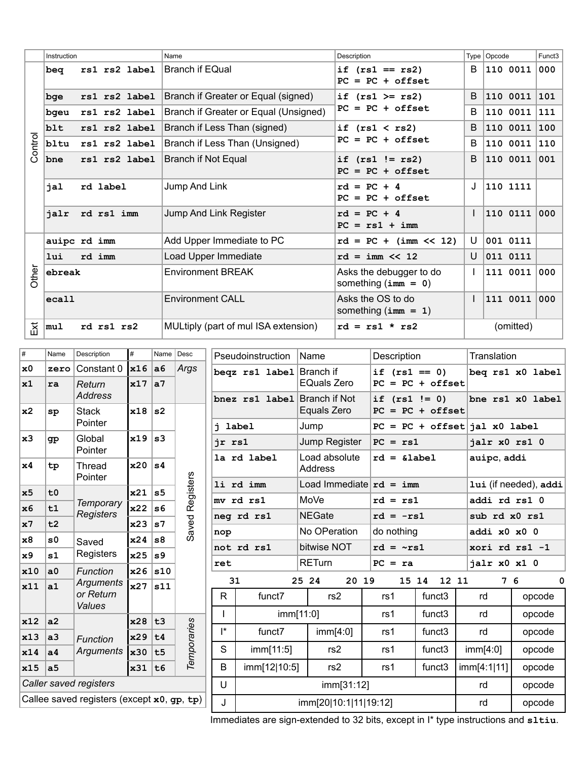| | Instruction | Name | Description | Type | Opcode | Funct3 |
|---|---|---|---|---|---|---|
| Control | `beq rs1 rs2 label` | Branch if EQual | `if (rs1 == rs2)` `PC = PC + offset` | B | 110 0011 | 000 |
| | `bge rs1 rs2 label` | Branch if Greater or Equal (signed) | `if (rs1 >= rs2)` `PC = PC + offset` | B | 110 0011 | 101 |
| | `bgeu rs1 rs2 label` | Branch if Greater or Equal (Unsigned) | | B | 110 0011 | 111 |
| | `blt rs1 rs2 label` | Branch if Less Than (signed) | `if (rs1 < rs2)` `PC = PC + offset` | B | 110 0011 | 100 |
| | `bltu rs1 rs2 label` | Branch if Less Than (Unsigned) | | B | 110 0011 | 110 |
| | `bne rs1 rs2 label` | Branch if Not Equal | `if (rs1 != rs2)` `PC = PC + offset` | B | 110 0011 | 001 |
| | `jal rd label` | Jump And Link | `rd = PC + 4` `PC = PC + offset` | J | 110 1111 | |
| | `jalr rd rs1 imm` | Jump And Link Register | `rd = PC + 4` `PC = rs1 + imm` | I | 110 0111 | 000 |
| Other | `auipc rd imm` | Add Upper Immediate to PC | `rd = PC + (imm << 12)` | U | 001 0111 | |
| | `lui rd imm` | Load Upper Immediate | `rd = imm << 12` | U | 011 0111 | |
| | `ebreak` | Environment BREAK | Asks the debugger to do something (`imm = 0`) | I | 111 0011 | 000 |
| | `ecall` | Environment CALL | Asks the OS to do something (`imm = 1`) | I | 111 0011 | 000 |
| Ext | `mul rd rs1 rs2` | MULtiply (part of mul ISA extension) | `rd = rs1 * rs2` | (omitted) | | |

| # | Name | Description | # | Name | Desc |
|---|---|---|---|---|---|
| `x0` | `zero` | Constant 0 | `x16` | `a6` | *Args* |
| `x1` | `ra` | *Return Address* | `x17` | `a7` | |
| `x2` | `sp` | Stack Pointer | `x18` | `s2` | Saved Registers |
| `x3` | `gp` | Global Pointer | `x19` | `s3` | |
| `x4` | `tp` | Thread Pointer | `x20` | `s4` | |
| `x5` | `t0` | *Temporary Registers* | `x21` | `s5` | |
| `x6` | `t1` | | `x22` | `s6` | |
| `x7` | `t2` | | `x23` | `s7` | |
| `x8` | `s0` | Saved Registers | `x24` | `s8` | |
| `x9` | `s1` | | `x25` | `s9` | |
| `x10` | `a0` | *Function Arguments or Return Values* | `x26` | `s10` | |
| `x11` | `a1` | | `x27` | `s11` | |
| `x12` | `a2` | *Function Arguments* | `x28` | `t3` | *Temporaries* |
| `x13` | `a3` | | `x29` | `t4` | |
| `x14` | `a4` | | `x30` | `t5` | |
| `x15` | `a5` | | `x31` | `t6` | |

*Caller saved registers*

Callee saved registers (except `x0`, `gp`, `tp`)

| Pseudoinstruction | Name | Description | Translation |
|---|---|---|---|
| `beqz rs1 label` | Branch if EQuals Zero | `if (rs1 == 0)` `PC = PC + offset` | `beq rs1 x0 label` |
| `bnez rs1 label` | Branch if Not Equals Zero | `if (rs1 != 0)` `PC = PC + offset` | `bne rs1 x0 label` |
| `j label` | Jump | `PC = PC + offset` | `jal x0 label` |
| `jr rs1` | Jump Register | `PC = rs1` | `jalr x0 rs1 0` |
| `la rd label` | Load absolute Address | `rd = &label` | `auipc`, `addi` |
| `li rd imm` | Load Immediate | `rd = imm` | `lui` (if needed), `addi` |
| `mv rd rs1` | MoVe | `rd = rs1` | `addi rd rs1 0` |
| `neg rd rs1` | NEGate | `rd = -rs1` | `sub rd x0 rs1` |
| `nop` | No OPeration | do nothing | `addi x0 x0 0` |
| `not rd rs1` | bitwise NOT | `rd = ~rs1` | `xori rd rs1 -1` |
| `ret` | RETurn | `PC = ra` | `jalr x0 x1 0` |

| | 31 — 25 | 24 — 20 | 19 — 15 | 14 — 12 | 11 — 7 | 6 — 0 |
|---|---|---|---|---|---|---|
| R | funct7 | rs2 | rs1 | funct3 | rd | opcode |
| I | imm[11:0] | | rs1 | funct3 | rd | opcode |
| I* | funct7 | imm[4:0] | rs1 | funct3 | rd | opcode |
| S | imm[11:5] | rs2 | rs1 | funct3 | imm[4:0] | opcode |
| B | imm[12\|10:5] | rs2 | rs1 | funct3 | imm[4:1\|11] | opcode |
| U | imm[31:12] | | | | rd | opcode |
| J | imm[20\|10:1\|11\|19:12] | | | | rd | opcode |

Immediates are sign-extended to 32 bits, except in I* type instructions and `sltiu`.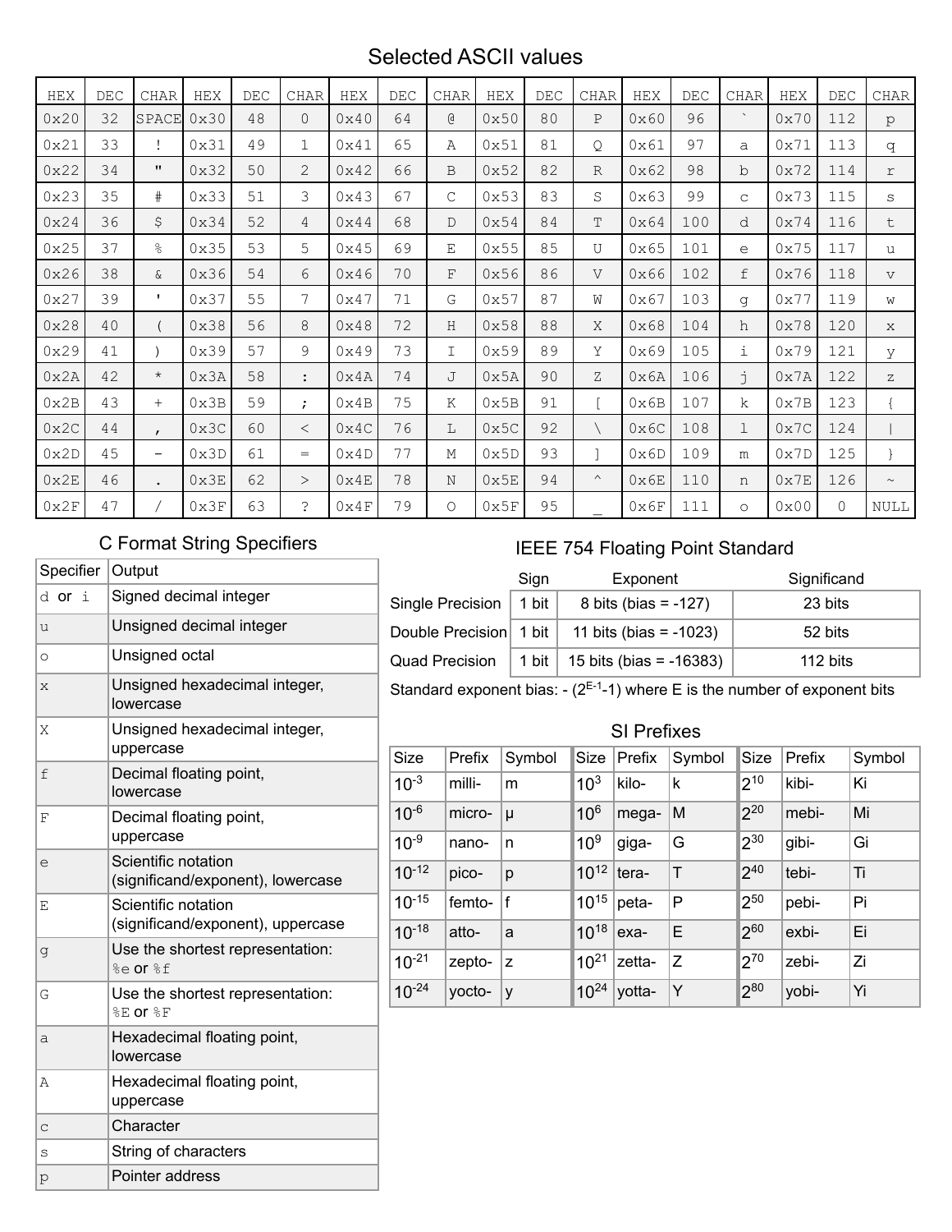# Selected ASCII values

| HEX | DEC | CHAR | HEX | DEC | CHAR | HEX | DEC | CHAR | HEX | DEC | CHAR | HEX | DEC | CHAR | HEX | DEC | CHAR |
|---|---|---|---|---|---|---|---|---|---|---|---|---|---|---|---|---|---|
| 0x20 | 32 | SPACE | 0x30 | 48 | 0 | 0x40 | 64 | @ | 0x50 | 80 | P | 0x60 | 96 | ` | 0x70 | 112 | p |
| 0x21 | 33 | ! | 0x31 | 49 | 1 | 0x41 | 65 | A | 0x51 | 81 | Q | 0x61 | 97 | a | 0x71 | 113 | q |
| 0x22 | 34 | " | 0x32 | 50 | 2 | 0x42 | 66 | B | 0x52 | 82 | R | 0x62 | 98 | b | 0x72 | 114 | r |
| 0x23 | 35 | # | 0x33 | 51 | 3 | 0x43 | 67 | C | 0x53 | 83 | S | 0x63 | 99 | c | 0x73 | 115 | s |
| 0x24 | 36 | $ | 0x34 | 52 | 4 | 0x44 | 68 | D | 0x54 | 84 | T | 0x64 | 100 | d | 0x74 | 116 | t |
| 0x25 | 37 | % | 0x35 | 53 | 5 | 0x45 | 69 | E | 0x55 | 85 | U | 0x65 | 101 | e | 0x75 | 117 | u |
| 0x26 | 38 | & | 0x36 | 54 | 6 | 0x46 | 70 | F | 0x56 | 86 | V | 0x66 | 102 | f | 0x76 | 118 | v |
| 0x27 | 39 | ' | 0x37 | 55 | 7 | 0x47 | 71 | G | 0x57 | 87 | W | 0x67 | 103 | g | 0x77 | 119 | w |
| 0x28 | 40 | ( | 0x38 | 56 | 8 | 0x48 | 72 | H | 0x58 | 88 | X | 0x68 | 104 | h | 0x78 | 120 | x |
| 0x29 | 41 | ) | 0x39 | 57 | 9 | 0x49 | 73 | I | 0x59 | 89 | Y | 0x69 | 105 | i | 0x79 | 121 | y |
| 0x2A | 42 | * | 0x3A | 58 | : | 0x4A | 74 | J | 0x5A | 90 | Z | 0x6A | 106 | j | 0x7A | 122 | z |
| 0x2B | 43 | + | 0x3B | 59 | ; | 0x4B | 75 | K | 0x5B | 91 | [ | 0x6B | 107 | k | 0x7B | 123 | { |
| 0x2C | 44 | , | 0x3C | 60 | < | 0x4C | 76 | L | 0x5C | 92 | \ | 0x6C | 108 | l | 0x7C | 124 | \| |
| 0x2D | 45 | - | 0x3D | 61 | = | 0x4D | 77 | M | 0x5D | 93 | ] | 0x6D | 109 | m | 0x7D | 125 | } |
| 0x2E | 46 | . | 0x3E | 62 | > | 0x4E | 78 | N | 0x5E | 94 | ^ | 0x6E | 110 | n | 0x7E | 126 | ~ |
| 0x2F | 47 | / | 0x3F | 63 | ? | 0x4F | 79 | O | 0x5F | 95 | _ | 0x6F | 111 | o | 0x00 | 0 | NULL |

## C Format String Specifiers

| Specifier | Output |
|---|---|
| d or i | Signed decimal integer |
| u | Unsigned decimal integer |
| o | Unsigned octal |
| x | Unsigned hexadecimal integer, lowercase |
| X | Unsigned hexadecimal integer, uppercase |
| f | Decimal floating point, lowercase |
| F | Decimal floating point, uppercase |
| e | Scientific notation (significand/exponent), lowercase |
| E | Scientific notation (significand/exponent), uppercase |
| g | Use the shortest representation: %e or %f |
| G | Use the shortest representation: %E or %F |
| a | Hexadecimal floating point, lowercase |
| A | Hexadecimal floating point, uppercase |
| c | Character |
| s | String of characters |
| p | Pointer address |

## IEEE 754 Floating Point Standard

| | Sign | Exponent | Significand |
|---|---|---|---|
| Single Precision | 1 bit | 8 bits (bias = -127) | 23 bits |
| Double Precision | 1 bit | 11 bits (bias = -1023) | 52 bits |
| Quad Precision | 1 bit | 15 bits (bias = -16383) | 112 bits |

Standard exponent bias: $-(2^{E-1}-1)$ where E is the number of exponent bits

## SI Prefixes

| Size | Prefix | Symbol | Size | Prefix | Symbol | Size | Prefix | Symbol |
|---|---|---|---|---|---|---|---|---|
| $10^{-3}$ | milli- | m | $10^{3}$ | kilo- | k | $2^{10}$ | kibi- | Ki |
| $10^{-6}$ | micro- | μ | $10^{6}$ | mega- | M | $2^{20}$ | mebi- | Mi |
| $10^{-9}$ | nano- | n | $10^{9}$ | giga- | G | $2^{30}$ | gibi- | Gi |
| $10^{-12}$ | pico- | p | $10^{12}$ | tera- | T | $2^{40}$ | tebi- | Ti |
| $10^{-15}$ | femto- | f | $10^{15}$ | peta- | P | $2^{50}$ | pebi- | Pi |
| $10^{-18}$ | atto- | a | $10^{18}$ | exa- | E | $2^{60}$ | exbi- | Ei |
| $10^{-21}$ | zepto- | z | $10^{21}$ | zetta- | Z | $2^{70}$ | zebi- | Zi |
| $10^{-24}$ | yocto- | y | $10^{24}$ | yotta- | Y | $2^{80}$ | yobi- | Yi |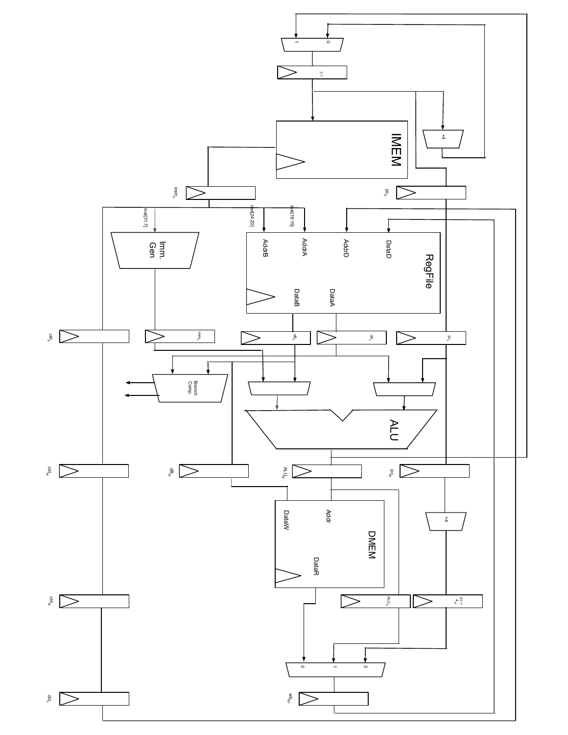1
0

PC

IMEM

+4

$inst_D$

$pc_D$

inst[31:7]

inst[24:20]

inst[19:15]

Imm. Gen

RegFile

AddrB

AddrA

AddrD

DataD

DataA

DataB

$ctrl_X$

$imm_X$

$dB_X$

$dA_X$

$pc_X$

Branch Comp.

ALU

$ctrl_M$

$dB_M$

$ALU_M$

$pc_M$

DMEM

Addr

DataW

DataR

+4

$ctrl_W$

$ALU_W$

$pc + 4_W$

0
1
2

$ctrl_F$

$wb_{RF}$